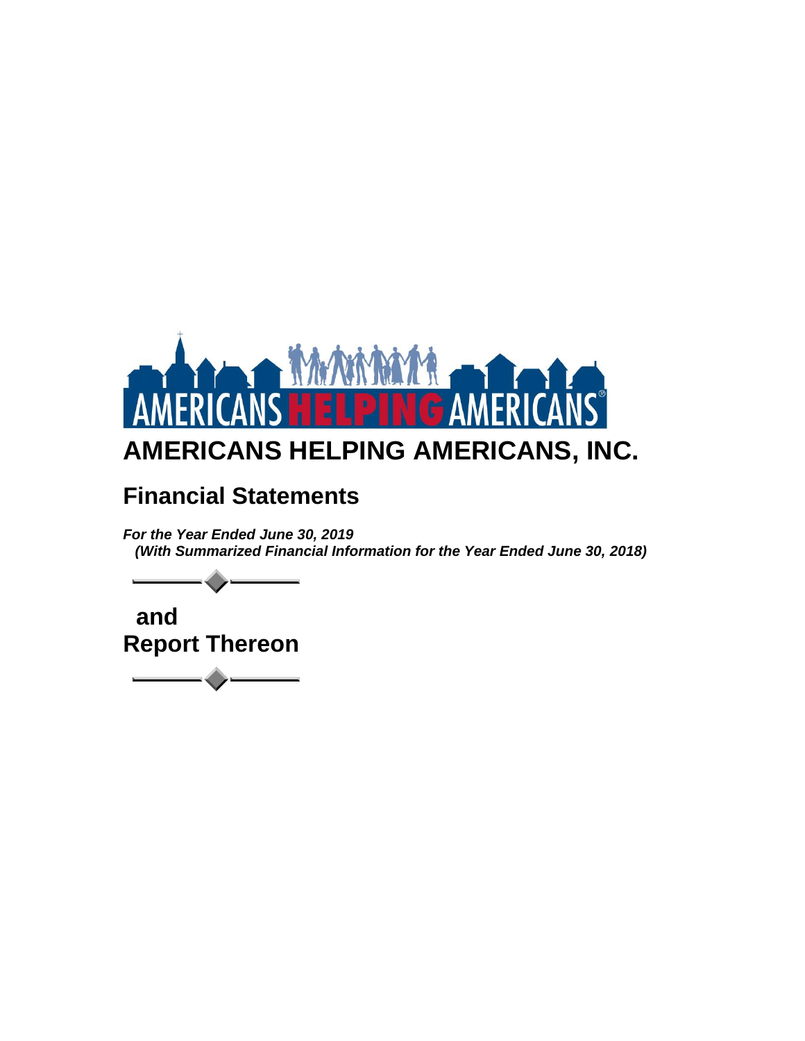# AMERICANS HELPING AMERICANS, INC.

## Financial Statements

***For the Year Ended June 30, 2019***
***(With Summarized Financial Information for the Year Ended June 30, 2018)***

**and**
**Report Thereon**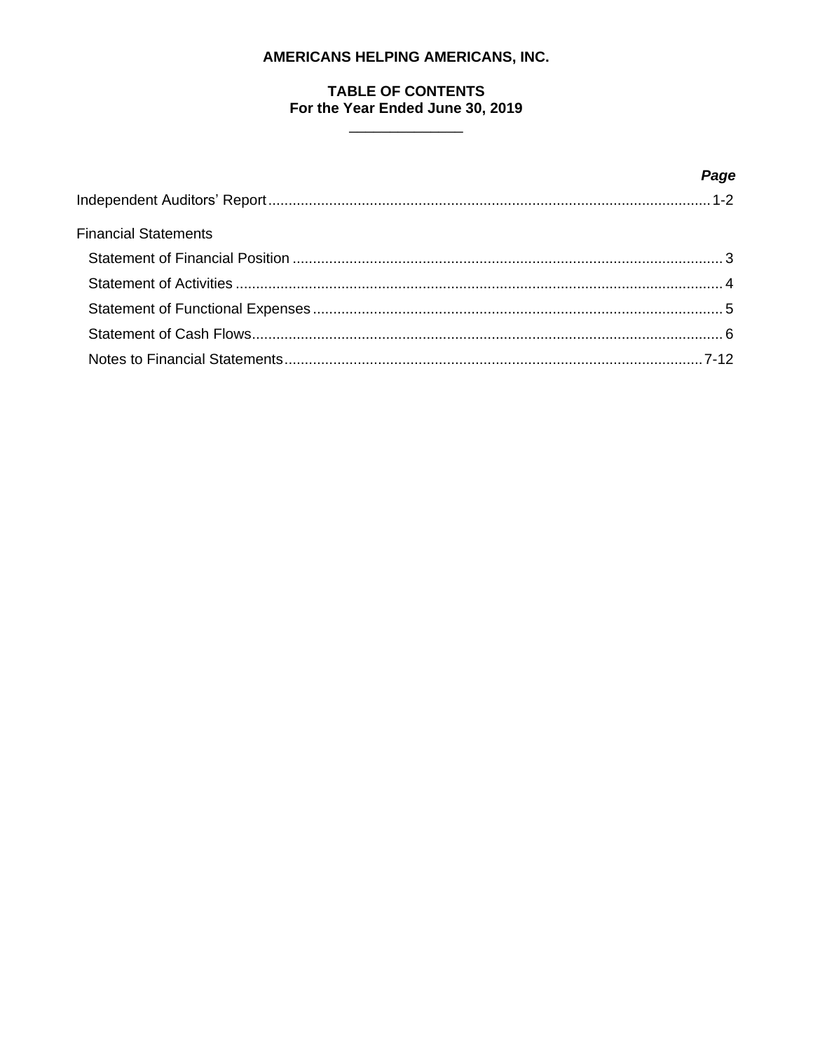**AMERICANS HELPING AMERICANS, INC.**

**TABLE OF CONTENTS**
**For the Year Ended June 30, 2019**

| | ***Page*** |
|---|---|
| Independent Auditors' Report | 1-2 |
| Financial Statements | |
| Statement of Financial Position | 3 |
| Statement of Activities | 4 |
| Statement of Functional Expenses | 5 |
| Statement of Cash Flows | 6 |
| Notes to Financial Statements | 7-12 |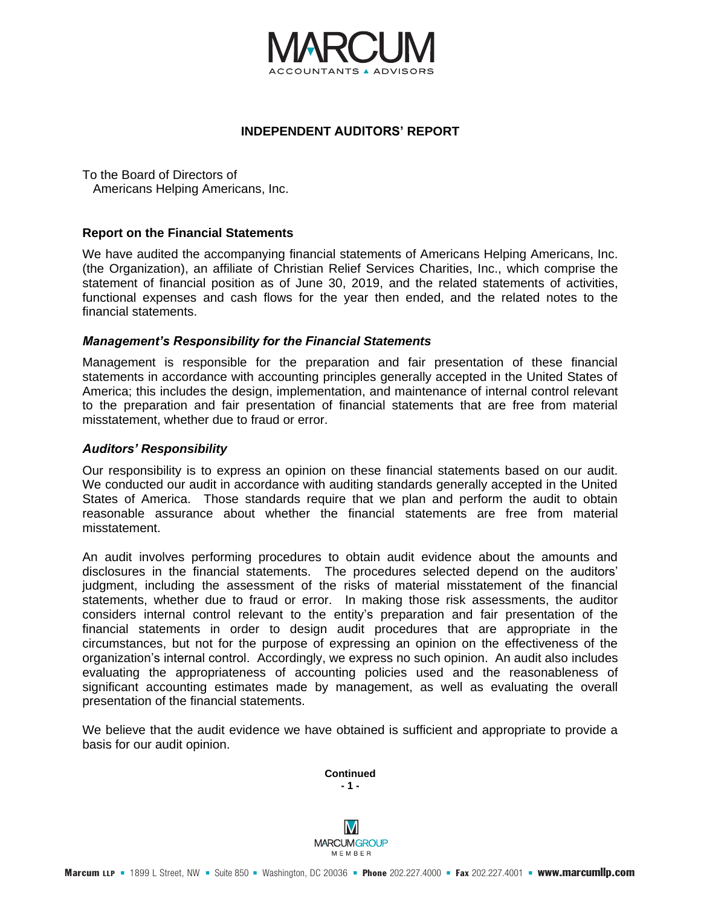# INDEPENDENT AUDITORS' REPORT

To the Board of Directors of
Americans Helping Americans, Inc.

## Report on the Financial Statements

We have audited the accompanying financial statements of Americans Helping Americans, Inc. (the Organization), an affiliate of Christian Relief Services Charities, Inc., which comprise the statement of financial position as of June 30, 2019, and the related statements of activities, functional expenses and cash flows for the year then ended, and the related notes to the financial statements.

### *Management's Responsibility for the Financial Statements*

Management is responsible for the preparation and fair presentation of these financial statements in accordance with accounting principles generally accepted in the United States of America; this includes the design, implementation, and maintenance of internal control relevant to the preparation and fair presentation of financial statements that are free from material misstatement, whether due to fraud or error.

### *Auditors' Responsibility*

Our responsibility is to express an opinion on these financial statements based on our audit. We conducted our audit in accordance with auditing standards generally accepted in the United States of America. Those standards require that we plan and perform the audit to obtain reasonable assurance about whether the financial statements are free from material misstatement.

An audit involves performing procedures to obtain audit evidence about the amounts and disclosures in the financial statements. The procedures selected depend on the auditors' judgment, including the assessment of the risks of material misstatement of the financial statements, whether due to fraud or error. In making those risk assessments, the auditor considers internal control relevant to the entity's preparation and fair presentation of the financial statements in order to design audit procedures that are appropriate in the circumstances, but not for the purpose of expressing an opinion on the effectiveness of the organization's internal control. Accordingly, we express no such opinion. An audit also includes evaluating the appropriateness of accounting policies used and the reasonableness of significant accounting estimates made by management, as well as evaluating the overall presentation of the financial statements.

We believe that the audit evidence we have obtained is sufficient and appropriate to provide a basis for our audit opinion.

**Continued**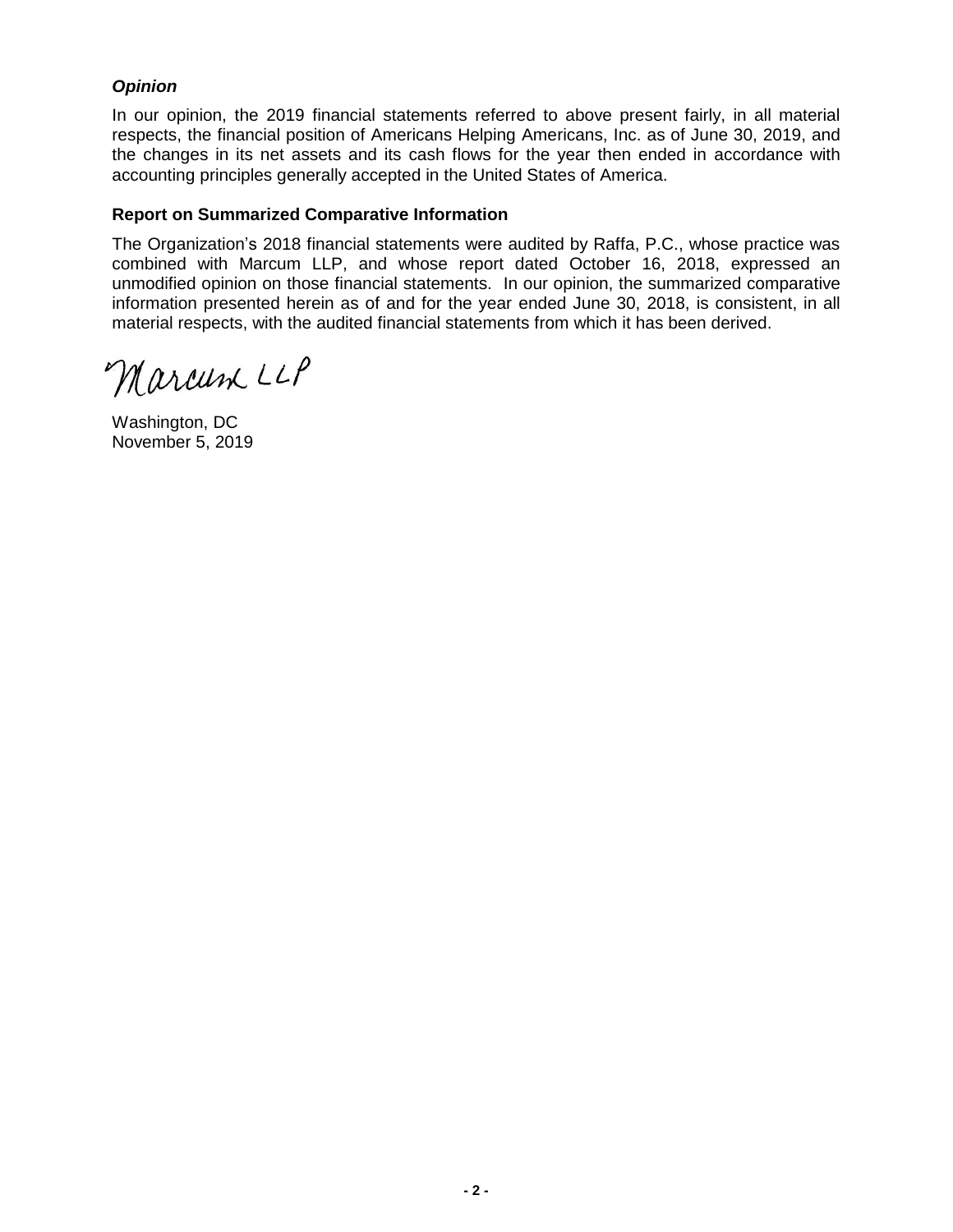### *Opinion*

In our opinion, the 2019 financial statements referred to above present fairly, in all material respects, the financial position of Americans Helping Americans, Inc. as of June 30, 2019, and the changes in its net assets and its cash flows for the year then ended in accordance with accounting principles generally accepted in the United States of America.

### Report on Summarized Comparative Information

The Organization's 2018 financial statements were audited by Raffa, P.C., whose practice was combined with Marcum LLP, and whose report dated October 16, 2018, expressed an unmodified opinion on those financial statements. In our opinion, the summarized comparative information presented herein as of and for the year ended June 30, 2018, is consistent, in all material respects, with the audited financial statements from which it has been derived.

Marcum LLP

Washington, DC
November 5, 2019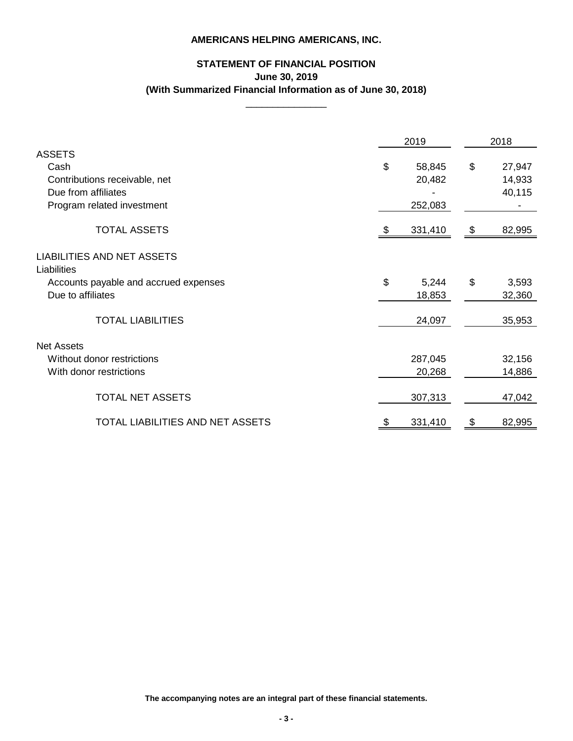# AMERICANS HELPING AMERICANS, INC.

## STATEMENT OF FINANCIAL POSITION
### June 30, 2019
### (With Summarized Financial Information as of June 30, 2018)

| | 2019 | 2018 |
|---|---|---|
| **ASSETS** | | |
| Cash | $ 58,845 | $ 27,947 |
| Contributions receivable, net | 20,482 | 14,933 |
| Due from affiliates | - | 40,115 |
| Program related investment | 252,083 | - |
| TOTAL ASSETS | $ 331,410 | $ 82,995 |
| **LIABILITIES AND NET ASSETS** | | |
| Liabilities | | |
| Accounts payable and accrued expenses | $ 5,244 | $ 3,593 |
| Due to affiliates | 18,853 | 32,360 |
| TOTAL LIABILITIES | 24,097 | 35,953 |
| Net Assets | | |
| Without donor restrictions | 287,045 | 32,156 |
| With donor restrictions | 20,268 | 14,886 |
| TOTAL NET ASSETS | 307,313 | 47,042 |
| TOTAL LIABILITIES AND NET ASSETS | $ 331,410 | $ 82,995 |

**The accompanying notes are an integral part of these financial statements.**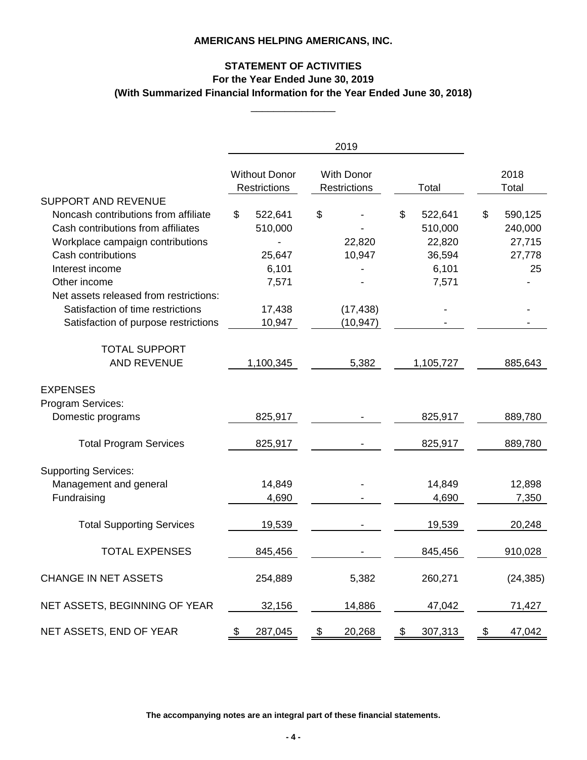**AMERICANS HELPING AMERICANS, INC.**

**STATEMENT OF ACTIVITIES**
**For the Year Ended June 30, 2019**
**(With Summarized Financial Information for the Year Ended June 30, 2018)**

| | 2019 | | | |
|---|---|---|---|---|
| | Without Donor Restrictions | With Donor Restrictions | Total | 2018 Total |
| SUPPORT AND REVENUE | | | | |
| Noncash contributions from affiliate | $ 522,641 | $ - | $ 522,641 | $ 590,125 |
| Cash contributions from affiliates | 510,000 | - | 510,000 | 240,000 |
| Workplace campaign contributions | - | 22,820 | 22,820 | 27,715 |
| Cash contributions | 25,647 | 10,947 | 36,594 | 27,778 |
| Interest income | 6,101 | - | 6,101 | 25 |
| Other income | 7,571 | - | 7,571 | - |
| Net assets released from restrictions: | | | | |
| Satisfaction of time restrictions | 17,438 | (17,438) | - | - |
| Satisfaction of purpose restrictions | 10,947 | (10,947) | - | - |
| TOTAL SUPPORT AND REVENUE | 1,100,345 | 5,382 | 1,105,727 | 885,643 |
| EXPENSES | | | | |
| Program Services: | | | | |
| Domestic programs | 825,917 | - | 825,917 | 889,780 |
| Total Program Services | 825,917 | - | 825,917 | 889,780 |
| Supporting Services: | | | | |
| Management and general | 14,849 | - | 14,849 | 12,898 |
| Fundraising | 4,690 | - | 4,690 | 7,350 |
| Total Supporting Services | 19,539 | - | 19,539 | 20,248 |
| TOTAL EXPENSES | 845,456 | - | 845,456 | 910,028 |
| CHANGE IN NET ASSETS | 254,889 | 5,382 | 260,271 | (24,385) |
| NET ASSETS, BEGINNING OF YEAR | 32,156 | 14,886 | 47,042 | 71,427 |
| NET ASSETS, END OF YEAR | $ 287,045 | $ 20,268 | $ 307,313 | $ 47,042 |

**The accompanying notes are an integral part of these financial statements.**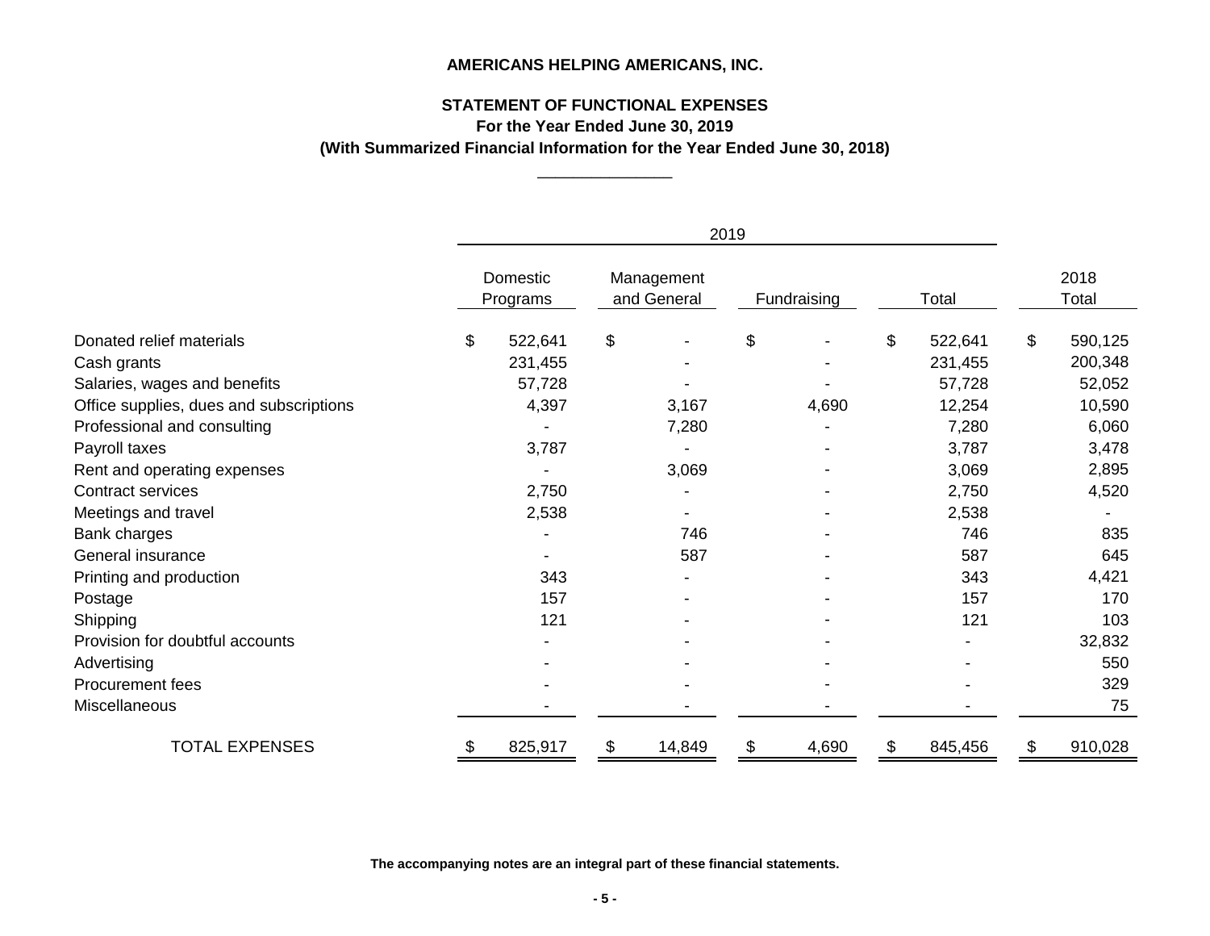**AMERICANS HELPING AMERICANS, INC.**

**STATEMENT OF FUNCTIONAL EXPENSES**
**For the Year Ended June 30, 2019**
**(With Summarized Financial Information for the Year Ended June 30, 2018)**

| | 2019 | | | | |
|---|---|---|---|---|---|
| | Domestic Programs | Management and General | Fundraising | Total | 2018 Total |
| Donated relief materials | $ 522,641 | $ - | $ - | $ 522,641 | $ 590,125 |
| Cash grants | 231,455 | - | - | 231,455 | 200,348 |
| Salaries, wages and benefits | 57,728 | - | - | 57,728 | 52,052 |
| Office supplies, dues and subscriptions | 4,397 | 3,167 | 4,690 | 12,254 | 10,590 |
| Professional and consulting | - | 7,280 | - | 7,280 | 6,060 |
| Payroll taxes | 3,787 | - | - | 3,787 | 3,478 |
| Rent and operating expenses | - | 3,069 | - | 3,069 | 2,895 |
| Contract services | 2,750 | - | - | 2,750 | 4,520 |
| Meetings and travel | 2,538 | - | - | 2,538 | - |
| Bank charges | - | 746 | - | 746 | 835 |
| General insurance | - | 587 | - | 587 | 645 |
| Printing and production | 343 | - | - | 343 | 4,421 |
| Postage | 157 | - | - | 157 | 170 |
| Shipping | 121 | - | - | 121 | 103 |
| Provision for doubtful accounts | - | - | - | - | 32,832 |
| Advertising | - | - | - | - | 550 |
| Procurement fees | - | - | - | - | 329 |
| Miscellaneous | - | - | - | - | 75 |
| TOTAL EXPENSES | $ 825,917 | $ 14,849 | $ 4,690 | $ 845,456 | $ 910,028 |

**The accompanying notes are an integral part of these financial statements.**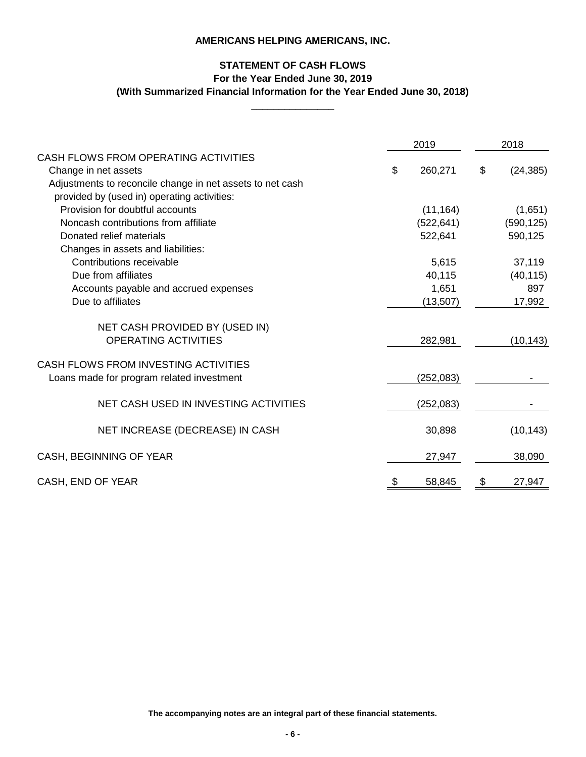**AMERICANS HELPING AMERICANS, INC.**

**STATEMENT OF CASH FLOWS**
**For the Year Ended June 30, 2019**
**(With Summarized Financial Information for the Year Ended June 30, 2018)**

| | 2019 | 2018 |
|---|---|---|
| CASH FLOWS FROM OPERATING ACTIVITIES | | |
| Change in net assets | $ 260,271 | $ (24,385) |
| Adjustments to reconcile change in net assets to net cash provided by (used in) operating activities: | | |
| Provision for doubtful accounts | (11,164) | (1,651) |
| Noncash contributions from affiliate | (522,641) | (590,125) |
| Donated relief materials | 522,641 | 590,125 |
| Changes in assets and liabilities: | | |
| Contributions receivable | 5,615 | 37,119 |
| Due from affiliates | 40,115 | (40,115) |
| Accounts payable and accrued expenses | 1,651 | 897 |
| Due to affiliates | (13,507) | 17,992 |
| NET CASH PROVIDED BY (USED IN) OPERATING ACTIVITIES | 282,981 | (10,143) |
| CASH FLOWS FROM INVESTING ACTIVITIES | | |
| Loans made for program related investment | (252,083) | - |
| NET CASH USED IN INVESTING ACTIVITIES | (252,083) | - |
| NET INCREASE (DECREASE) IN CASH | 30,898 | (10,143) |
| CASH, BEGINNING OF YEAR | 27,947 | 38,090 |
| CASH, END OF YEAR | $ 58,845 | $ 27,947 |

**The accompanying notes are an integral part of these financial statements.**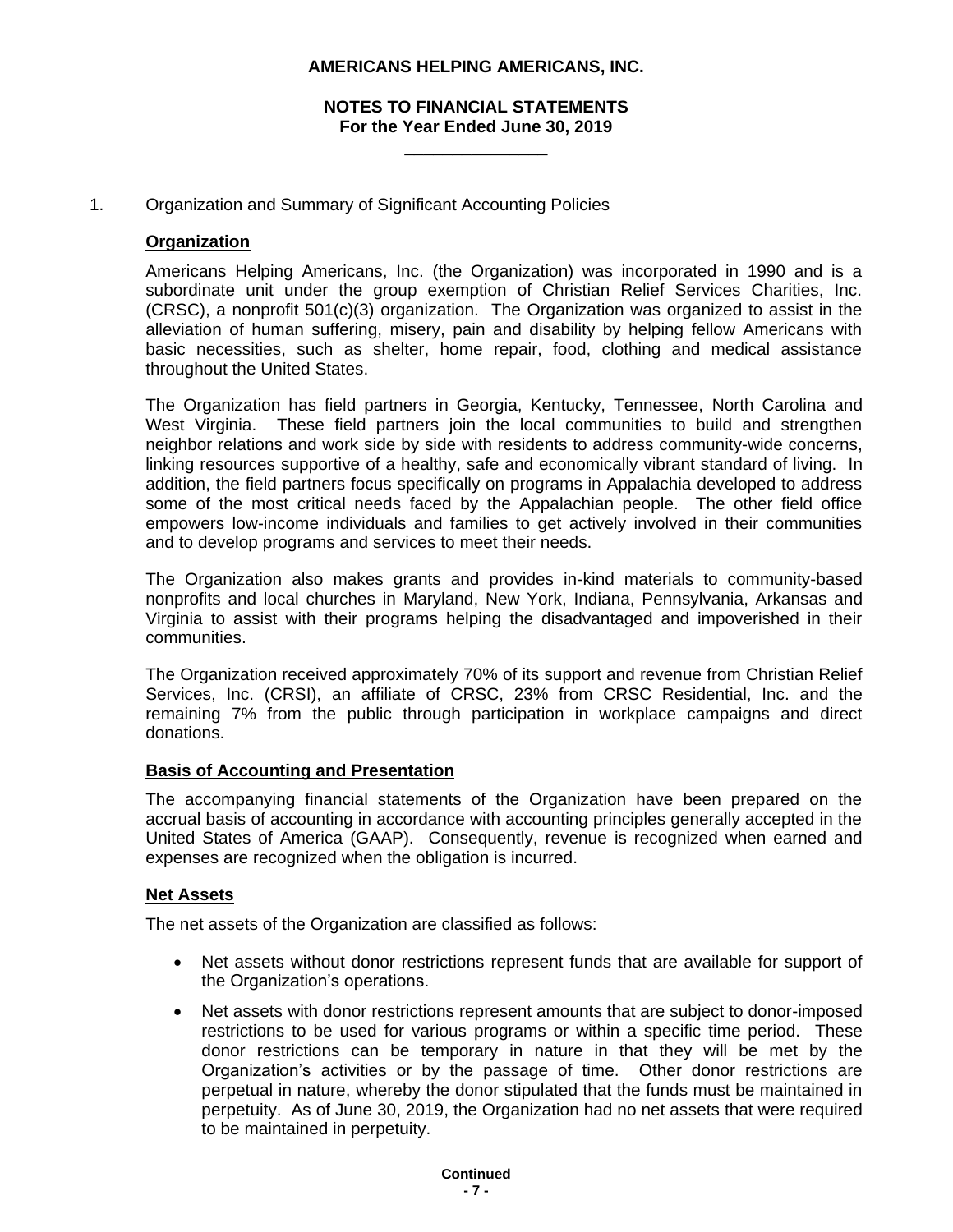**AMERICANS HELPING AMERICANS, INC.**

**NOTES TO FINANCIAL STATEMENTS**
**For the Year Ended June 30, 2019**

1. Organization and Summary of Significant Accounting Policies

**Organization**

Americans Helping Americans, Inc. (the Organization) was incorporated in 1990 and is a subordinate unit under the group exemption of Christian Relief Services Charities, Inc. (CRSC), a nonprofit 501(c)(3) organization. The Organization was organized to assist in the alleviation of human suffering, misery, pain and disability by helping fellow Americans with basic necessities, such as shelter, home repair, food, clothing and medical assistance throughout the United States.

The Organization has field partners in Georgia, Kentucky, Tennessee, North Carolina and West Virginia. These field partners join the local communities to build and strengthen neighbor relations and work side by side with residents to address community-wide concerns, linking resources supportive of a healthy, safe and economically vibrant standard of living. In addition, the field partners focus specifically on programs in Appalachia developed to address some of the most critical needs faced by the Appalachian people. The other field office empowers low-income individuals and families to get actively involved in their communities and to develop programs and services to meet their needs.

The Organization also makes grants and provides in-kind materials to community-based nonprofits and local churches in Maryland, New York, Indiana, Pennsylvania, Arkansas and Virginia to assist with their programs helping the disadvantaged and impoverished in their communities.

The Organization received approximately 70% of its support and revenue from Christian Relief Services, Inc. (CRSI), an affiliate of CRSC, 23% from CRSC Residential, Inc. and the remaining 7% from the public through participation in workplace campaigns and direct donations.

**Basis of Accounting and Presentation**

The accompanying financial statements of the Organization have been prepared on the accrual basis of accounting in accordance with accounting principles generally accepted in the United States of America (GAAP). Consequently, revenue is recognized when earned and expenses are recognized when the obligation is incurred.

**Net Assets**

The net assets of the Organization are classified as follows:

- Net assets without donor restrictions represent funds that are available for support of the Organization's operations.
- Net assets with donor restrictions represent amounts that are subject to donor-imposed restrictions to be used for various programs or within a specific time period. These donor restrictions can be temporary in nature in that they will be met by the Organization's activities or by the passage of time. Other donor restrictions are perpetual in nature, whereby the donor stipulated that the funds must be maintained in perpetuity. As of June 30, 2019, the Organization had no net assets that were required to be maintained in perpetuity.

**Continued**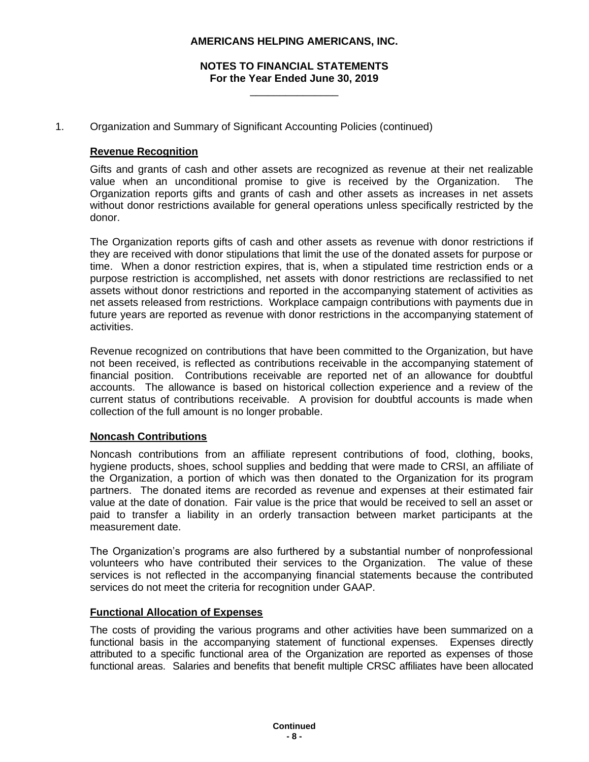1. Organization and Summary of Significant Accounting Policies (continued)

**Revenue Recognition**

Gifts and grants of cash and other assets are recognized as revenue at their net realizable value when an unconditional promise to give is received by the Organization. The Organization reports gifts and grants of cash and other assets as increases in net assets without donor restrictions available for general operations unless specifically restricted by the donor.

The Organization reports gifts of cash and other assets as revenue with donor restrictions if they are received with donor stipulations that limit the use of the donated assets for purpose or time. When a donor restriction expires, that is, when a stipulated time restriction ends or a purpose restriction is accomplished, net assets with donor restrictions are reclassified to net assets without donor restrictions and reported in the accompanying statement of activities as net assets released from restrictions. Workplace campaign contributions with payments due in future years are reported as revenue with donor restrictions in the accompanying statement of activities.

Revenue recognized on contributions that have been committed to the Organization, but have not been received, is reflected as contributions receivable in the accompanying statement of financial position. Contributions receivable are reported net of an allowance for doubtful accounts. The allowance is based on historical collection experience and a review of the current status of contributions receivable. A provision for doubtful accounts is made when collection of the full amount is no longer probable.

**Noncash Contributions**

Noncash contributions from an affiliate represent contributions of food, clothing, books, hygiene products, shoes, school supplies and bedding that were made to CRSI, an affiliate of the Organization, a portion of which was then donated to the Organization for its program partners. The donated items are recorded as revenue and expenses at their estimated fair value at the date of donation. Fair value is the price that would be received to sell an asset or paid to transfer a liability in an orderly transaction between market participants at the measurement date.

The Organization's programs are also furthered by a substantial number of nonprofessional volunteers who have contributed their services to the Organization. The value of these services is not reflected in the accompanying financial statements because the contributed services do not meet the criteria for recognition under GAAP.

**Functional Allocation of Expenses**

The costs of providing the various programs and other activities have been summarized on a functional basis in the accompanying statement of functional expenses. Expenses directly attributed to a specific functional area of the Organization are reported as expenses of those functional areas. Salaries and benefits that benefit multiple CRSC affiliates have been allocated

**Continued**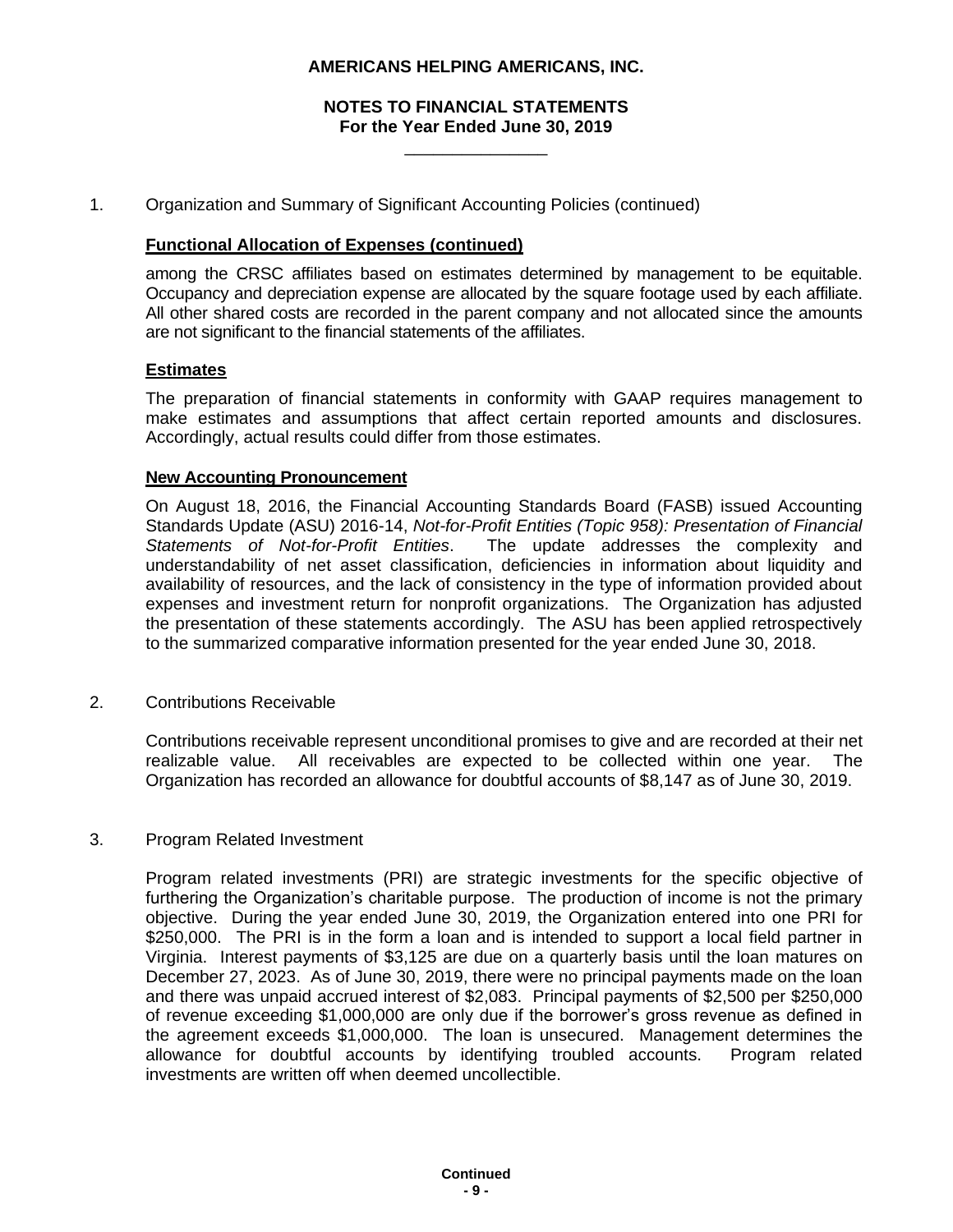# AMERICANS HELPING AMERICANS, INC.

## NOTES TO FINANCIAL STATEMENTS
## For the Year Ended June 30, 2019

1. Organization and Summary of Significant Accounting Policies (continued)

### Functional Allocation of Expenses (continued)

among the CRSC affiliates based on estimates determined by management to be equitable. Occupancy and depreciation expense are allocated by the square footage used by each affiliate. All other shared costs are recorded in the parent company and not allocated since the amounts are not significant to the financial statements of the affiliates.

### Estimates

The preparation of financial statements in conformity with GAAP requires management to make estimates and assumptions that affect certain reported amounts and disclosures. Accordingly, actual results could differ from those estimates.

### New Accounting Pronouncement

On August 18, 2016, the Financial Accounting Standards Board (FASB) issued Accounting Standards Update (ASU) 2016-14, *Not-for-Profit Entities (Topic 958): Presentation of Financial Statements of Not-for-Profit Entities*. The update addresses the complexity and understandability of net asset classification, deficiencies in information about liquidity and availability of resources, and the lack of consistency in the type of information provided about expenses and investment return for nonprofit organizations. The Organization has adjusted the presentation of these statements accordingly. The ASU has been applied retrospectively to the summarized comparative information presented for the year ended June 30, 2018.

2. Contributions Receivable

Contributions receivable represent unconditional promises to give and are recorded at their net realizable value. All receivables are expected to be collected within one year. The Organization has recorded an allowance for doubtful accounts of $8,147 as of June 30, 2019.

3. Program Related Investment

Program related investments (PRI) are strategic investments for the specific objective of furthering the Organization's charitable purpose. The production of income is not the primary objective. During the year ended June 30, 2019, the Organization entered into one PRI for $250,000. The PRI is in the form a loan and is intended to support a local field partner in Virginia. Interest payments of $3,125 are due on a quarterly basis until the loan matures on December 27, 2023. As of June 30, 2019, there were no principal payments made on the loan and there was unpaid accrued interest of $2,083. Principal payments of $2,500 per $250,000 of revenue exceeding $1,000,000 are only due if the borrower's gross revenue as defined in the agreement exceeds $1,000,000. The loan is unsecured. Management determines the allowance for doubtful accounts by identifying troubled accounts. Program related investments are written off when deemed uncollectible.

Continued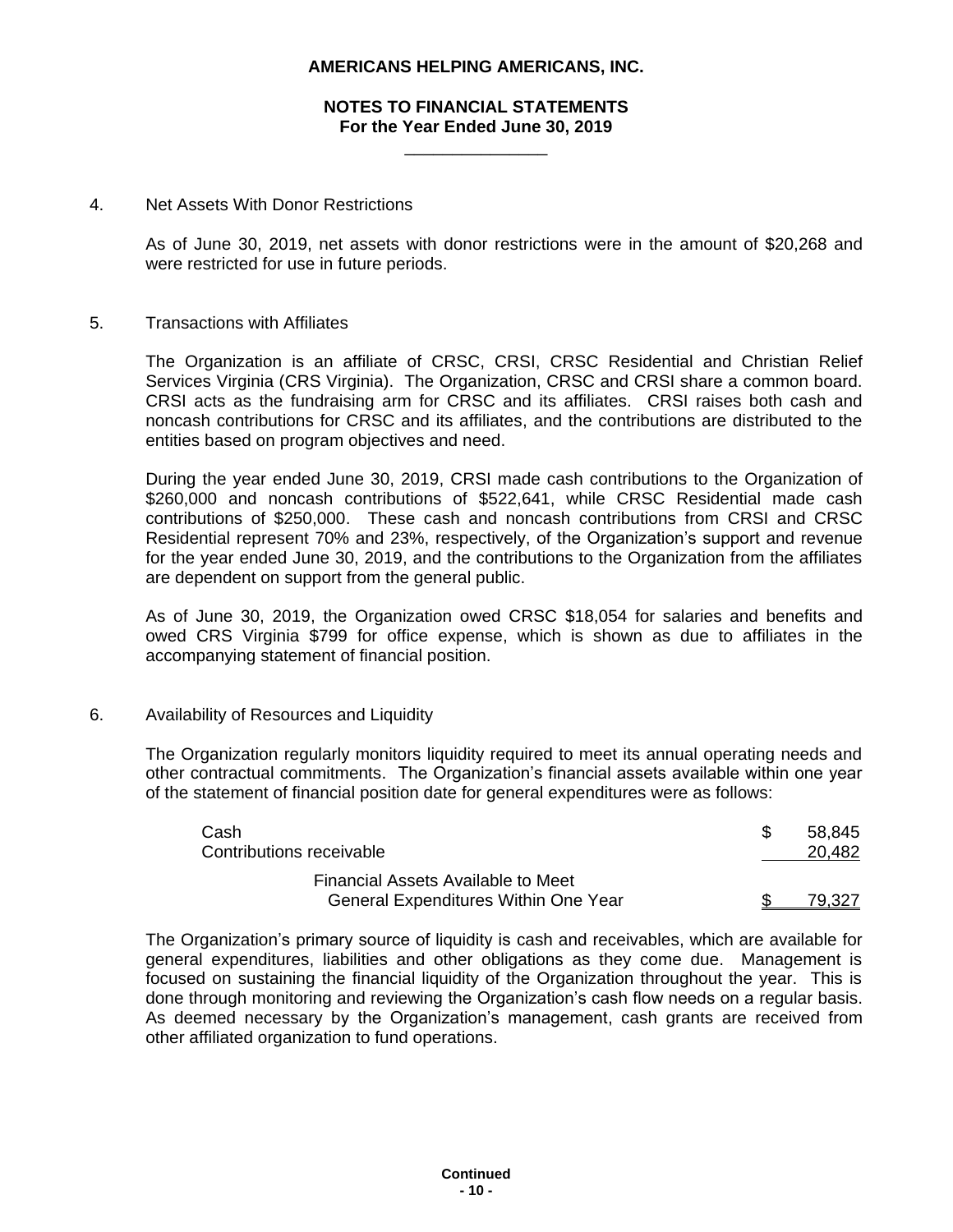# AMERICANS HELPING AMERICANS, INC.

## NOTES TO FINANCIAL STATEMENTS
### For the Year Ended June 30, 2019

4. Net Assets With Donor Restrictions

   As of June 30, 2019, net assets with donor restrictions were in the amount of $20,268 and were restricted for use in future periods.

5. Transactions with Affiliates

   The Organization is an affiliate of CRSC, CRSI, CRSC Residential and Christian Relief Services Virginia (CRS Virginia). The Organization, CRSC and CRSI share a common board. CRSI acts as the fundraising arm for CRSC and its affiliates. CRSI raises both cash and noncash contributions for CRSC and its affiliates, and the contributions are distributed to the entities based on program objectives and need.

   During the year ended June 30, 2019, CRSI made cash contributions to the Organization of $260,000 and noncash contributions of $522,641, while CRSC Residential made cash contributions of $250,000. These cash and noncash contributions from CRSI and CRSC Residential represent 70% and 23%, respectively, of the Organization's support and revenue for the year ended June 30, 2019, and the contributions to the Organization from the affiliates are dependent on support from the general public.

   As of June 30, 2019, the Organization owed CRSC $18,054 for salaries and benefits and owed CRS Virginia $799 for office expense, which is shown as due to affiliates in the accompanying statement of financial position.

6. Availability of Resources and Liquidity

   The Organization regularly monitors liquidity required to meet its annual operating needs and other contractual commitments. The Organization's financial assets available within one year of the statement of financial position date for general expenditures were as follows:

| | |
|---|---|
| Cash | $ 58,845 |
| Contributions receivable | 20,482 |
| Financial Assets Available to Meet General Expenditures Within One Year | $ 79,327 |

   The Organization's primary source of liquidity is cash and receivables, which are available for general expenditures, liabilities and other obligations as they come due. Management is focused on sustaining the financial liquidity of the Organization throughout the year. This is done through monitoring and reviewing the Organization's cash flow needs on a regular basis. As deemed necessary by the Organization's management, cash grants are received from other affiliated organization to fund operations.

**Continued**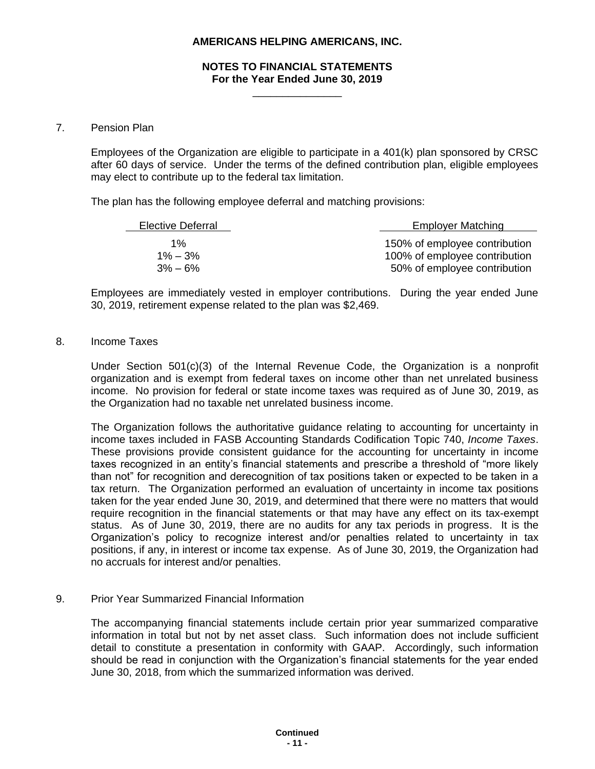# AMERICANS HELPING AMERICANS, INC.

## NOTES TO FINANCIAL STATEMENTS
### For the Year Ended June 30, 2019

7. Pension Plan

Employees of the Organization are eligible to participate in a 401(k) plan sponsored by CRSC after 60 days of service. Under the terms of the defined contribution plan, eligible employees may elect to contribute up to the federal tax limitation.

The plan has the following employee deferral and matching provisions:

| Elective Deferral | Employer Matching |
|---|---|
| 1% | 150% of employee contribution |
| 1% – 3% | 100% of employee contribution |
| 3% – 6% | 50% of employee contribution |

Employees are immediately vested in employer contributions. During the year ended June 30, 2019, retirement expense related to the plan was $2,469.

8. Income Taxes

Under Section 501(c)(3) of the Internal Revenue Code, the Organization is a nonprofit organization and is exempt from federal taxes on income other than net unrelated business income. No provision for federal or state income taxes was required as of June 30, 2019, as the Organization had no taxable net unrelated business income.

The Organization follows the authoritative guidance relating to accounting for uncertainty in income taxes included in FASB Accounting Standards Codification Topic 740, *Income Taxes*. These provisions provide consistent guidance for the accounting for uncertainty in income taxes recognized in an entity's financial statements and prescribe a threshold of "more likely than not" for recognition and derecognition of tax positions taken or expected to be taken in a tax return. The Organization performed an evaluation of uncertainty in income tax positions taken for the year ended June 30, 2019, and determined that there were no matters that would require recognition in the financial statements or that may have any effect on its tax-exempt status. As of June 30, 2019, there are no audits for any tax periods in progress. It is the Organization's policy to recognize interest and/or penalties related to uncertainty in tax positions, if any, in interest or income tax expense. As of June 30, 2019, the Organization had no accruals for interest and/or penalties.

9. Prior Year Summarized Financial Information

The accompanying financial statements include certain prior year summarized comparative information in total but not by net asset class. Such information does not include sufficient detail to constitute a presentation in conformity with GAAP. Accordingly, such information should be read in conjunction with the Organization's financial statements for the year ended June 30, 2018, from which the summarized information was derived.

**Continued**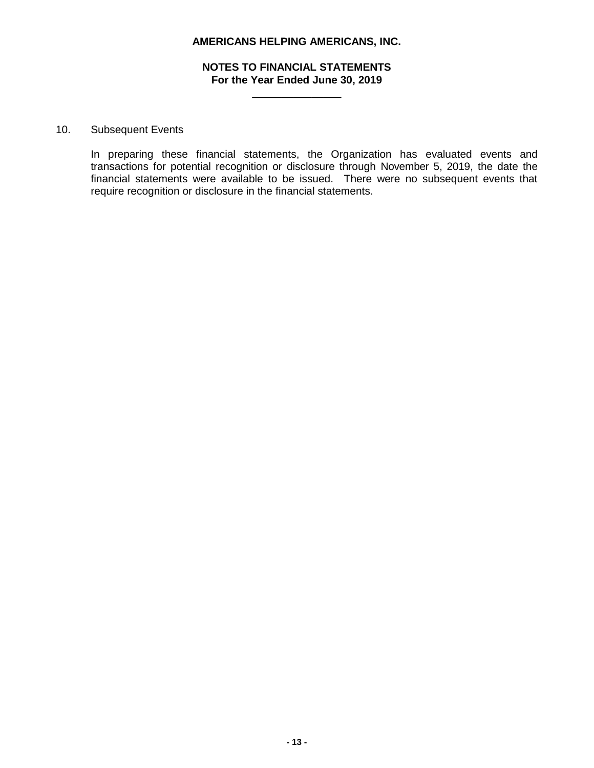# AMERICANS HELPING AMERICANS, INC.

## NOTES TO FINANCIAL STATEMENTS
## For the Year Ended June 30, 2019

10. Subsequent Events

In preparing these financial statements, the Organization has evaluated events and transactions for potential recognition or disclosure through November 5, 2019, the date the financial statements were available to be issued. There were no subsequent events that require recognition or disclosure in the financial statements.